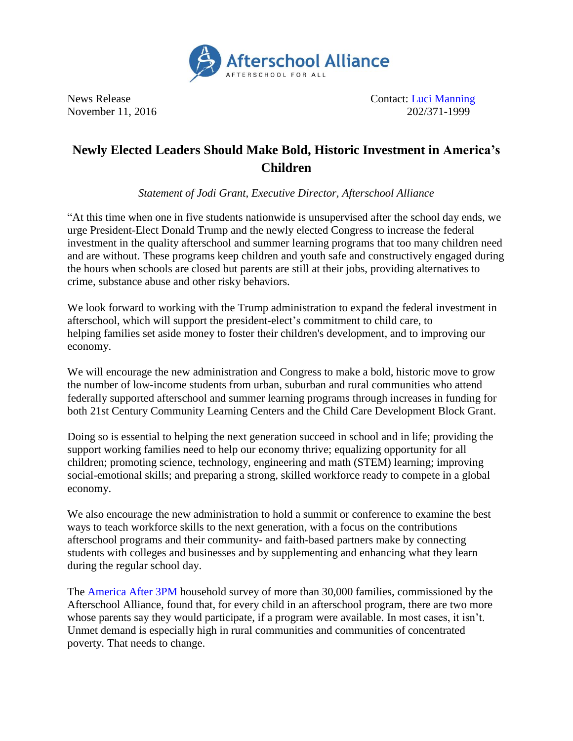Afterschool Alliance
AFTERSCHOOL FOR ALL

News Release
November 11, 2016

Contact: [Luci Manning](mailto:)
202/371-1999

# Newly Elected Leaders Should Make Bold, Historic Investment in America's Children

*Statement of Jodi Grant, Executive Director, Afterschool Alliance*

"At this time when one in five students nationwide is unsupervised after the school day ends, we urge President-Elect Donald Trump and the newly elected Congress to increase the federal investment in the quality afterschool and summer learning programs that too many children need and are without. These programs keep children and youth safe and constructively engaged during the hours when schools are closed but parents are still at their jobs, providing alternatives to crime, substance abuse and other risky behaviors.

We look forward to working with the Trump administration to expand the federal investment in afterschool, which will support the president-elect's commitment to child care, to helping families set aside money to foster their children's development, and to improving our economy.

We will encourage the new administration and Congress to make a bold, historic move to grow the number of low-income students from urban, suburban and rural communities who attend federally supported afterschool and summer learning programs through increases in funding for both 21st Century Community Learning Centers and the Child Care Development Block Grant.

Doing so is essential to helping the next generation succeed in school and in life; providing the support working families need to help our economy thrive; equalizing opportunity for all children; promoting science, technology, engineering and math (STEM) learning; improving social-emotional skills; and preparing a strong, skilled workforce ready to compete in a global economy.

We also encourage the new administration to hold a summit or conference to examine the best ways to teach workforce skills to the next generation, with a focus on the contributions afterschool programs and their community- and faith-based partners make by connecting students with colleges and businesses and by supplementing and enhancing what they learn during the regular school day.

The America After 3PM household survey of more than 30,000 families, commissioned by the Afterschool Alliance, found that, for every child in an afterschool program, there are two more whose parents say they would participate, if a program were available. In most cases, it isn't. Unmet demand is especially high in rural communities and communities of concentrated poverty. That needs to change.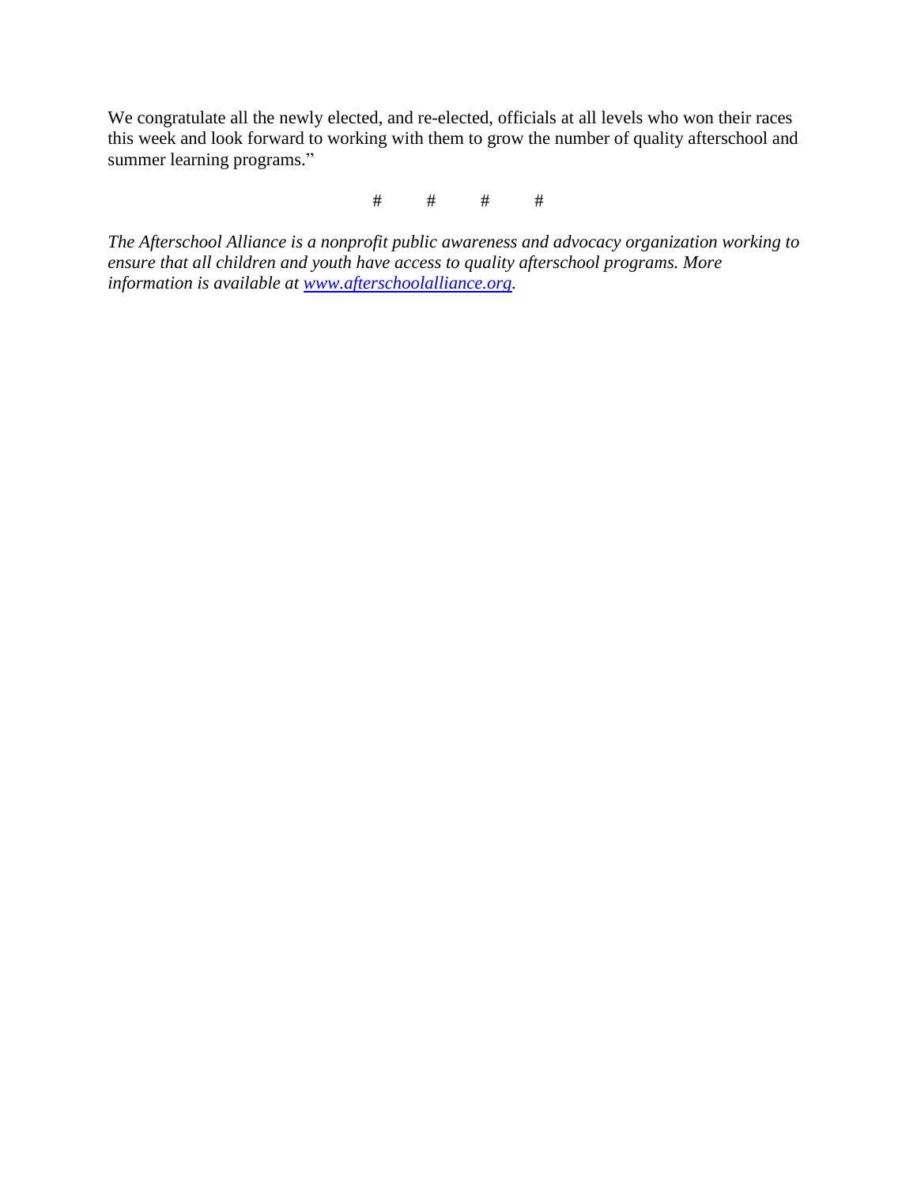We congratulate all the newly elected, and re-elected, officials at all levels who won their races this week and look forward to working with them to grow the number of quality afterschool and summer learning programs."

# # # #

*The Afterschool Alliance is a nonprofit public awareness and advocacy organization working to ensure that all children and youth have access to quality afterschool programs. More information is available at [www.afterschoolalliance.org](http://www.afterschoolalliance.org).*